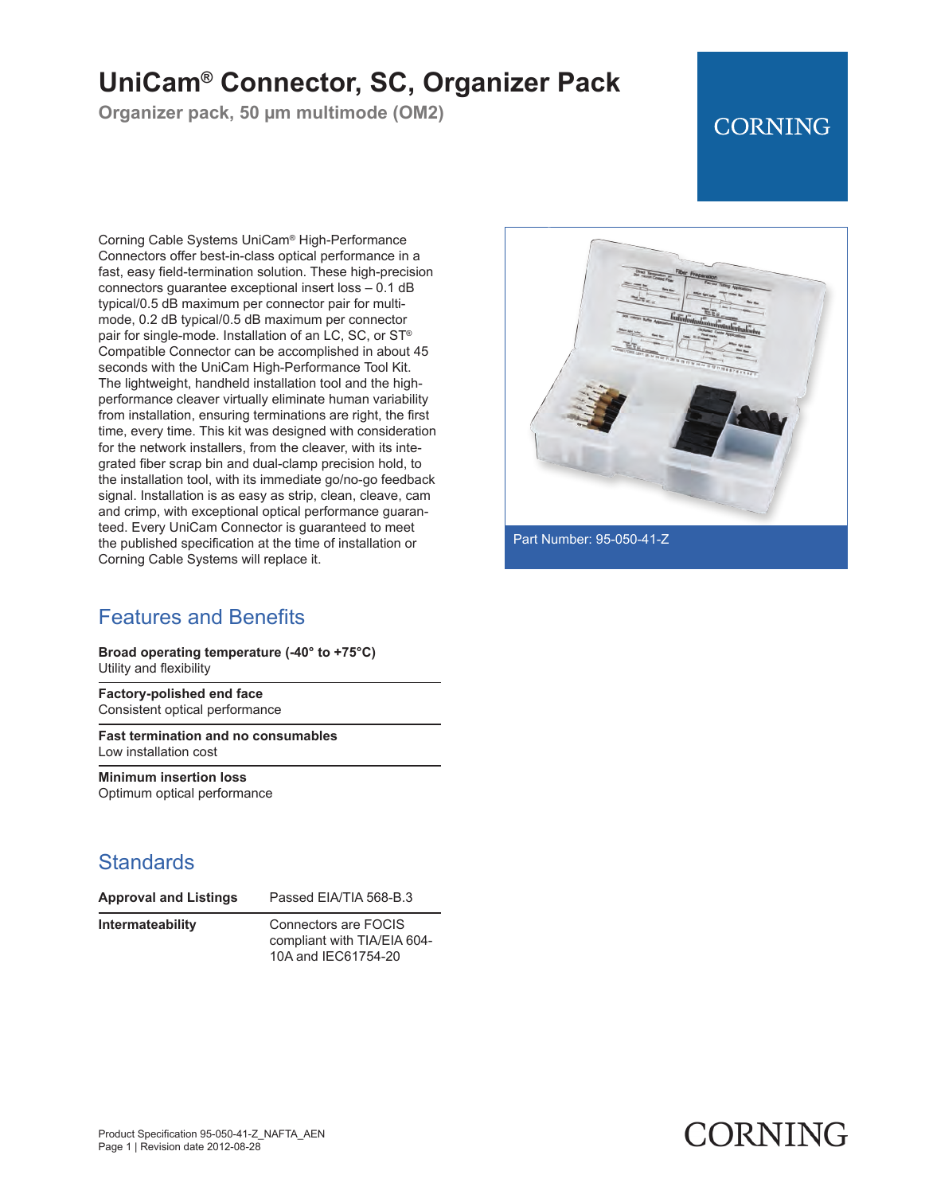# UniCam® Connector, SC, Organizer Pack

**Organizer pack, 50 µm multimode (OM2)**

CORNING

Corning Cable Systems UniCam® High-Performance Connectors offer best-in-class optical performance in a fast, easy field-termination solution. These high-precision connectors guarantee exceptional insert loss – 0.1 dB typical/0.5 dB maximum per connector pair for multimode, 0.2 dB typical/0.5 dB maximum per connector pair for single-mode. Installation of an LC, SC, or ST® Compatible Connector can be accomplished in about 45 seconds with the UniCam High-Performance Tool Kit. The lightweight, handheld installation tool and the high-performance cleaver virtually eliminate human variability from installation, ensuring terminations are right, the first time, every time. This kit was designed with consideration for the network installers, from the cleaver, with its integrated fiber scrap bin and dual-clamp precision hold, to the installation tool, with its immediate go/no-go feedback signal. Installation is as easy as strip, clean, cleave, cam and crimp, with exceptional optical performance guaranteed. Every UniCam Connector is guaranteed to meet the published specification at the time of installation or Corning Cable Systems will replace it.

Part Number: 95-050-41-Z

## Features and Benefits

**Broad operating temperature (-40° to +75°C)**
Utility and flexibility

**Factory-polished end face**
Consistent optical performance

**Fast termination and no consumables**
Low installation cost

**Minimum insertion loss**
Optimum optical performance

## Standards

| | |
|---|---|
| **Approval and Listings** | Passed EIA/TIA 568-B.3 |
| **Intermateability** | Connectors are FOCIS compliant with TIA/EIA 604-10A and IEC61754-20 |

Product Specification 95-050-41-Z_NAFTA_AEN
Page 1 | Revision date 2012-08-28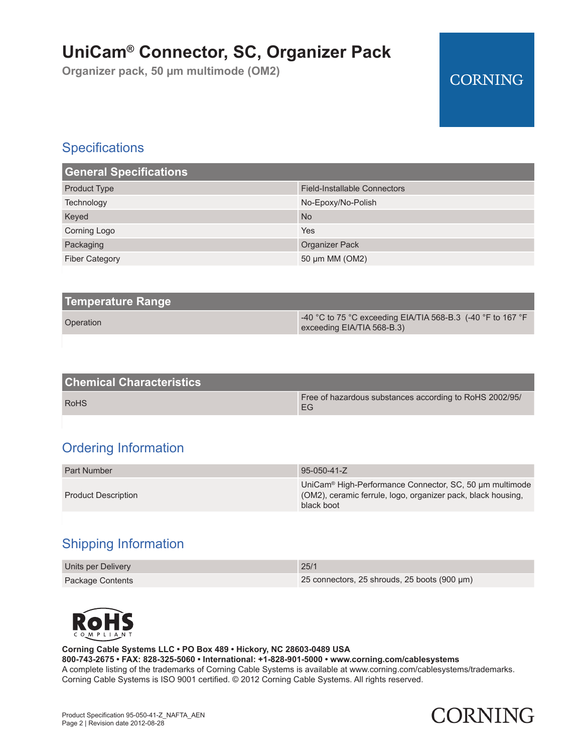# UniCam® Connector, SC, Organizer Pack

**Organizer pack, 50 µm multimode (OM2)**

CORNING

## Specifications

| General Specifications | |
|---|---|
| Product Type | Field-Installable Connectors |
| Technology | No-Epoxy/No-Polish |
| Keyed | No |
| Corning Logo | Yes |
| Packaging | Organizer Pack |
| Fiber Category | 50 µm MM (OM2) |

| Temperature Range | |
|---|---|
| Operation | -40 °C to 75 °C exceeding EIA/TIA 568-B.3 (-40 °F to 167 °F exceeding EIA/TIA 568-B.3) |

| Chemical Characteristics | |
|---|---|
| RoHS | Free of hazardous substances according to RoHS 2002/95/EG |

## Ordering Information

| | |
|---|---|
| Part Number | 95-050-41-Z |
| Product Description | UniCam® High-Performance Connector, SC, 50 µm multimode (OM2), ceramic ferrule, logo, organizer pack, black housing, black boot |

## Shipping Information

| | |
|---|---|
| Units per Delivery | 25/1 |
| Package Contents | 25 connectors, 25 shrouds, 25 boots (900 µm) |

RoHS COMPLIANT

**Corning Cable Systems LLC • PO Box 489 • Hickory, NC 28603-0489 USA**
**800-743-2675 • FAX: 828-325-5060 • International: +1-828-901-5000 • www.corning.com/cablesystems**
A complete listing of the trademarks of Corning Cable Systems is available at www.corning.com/cablesystems/trademarks.
Corning Cable Systems is ISO 9001 certified. © 2012 Corning Cable Systems. All rights reserved.

Product Specification 95-050-41-Z_NAFTA_AEN
Revision date 2012-08-28